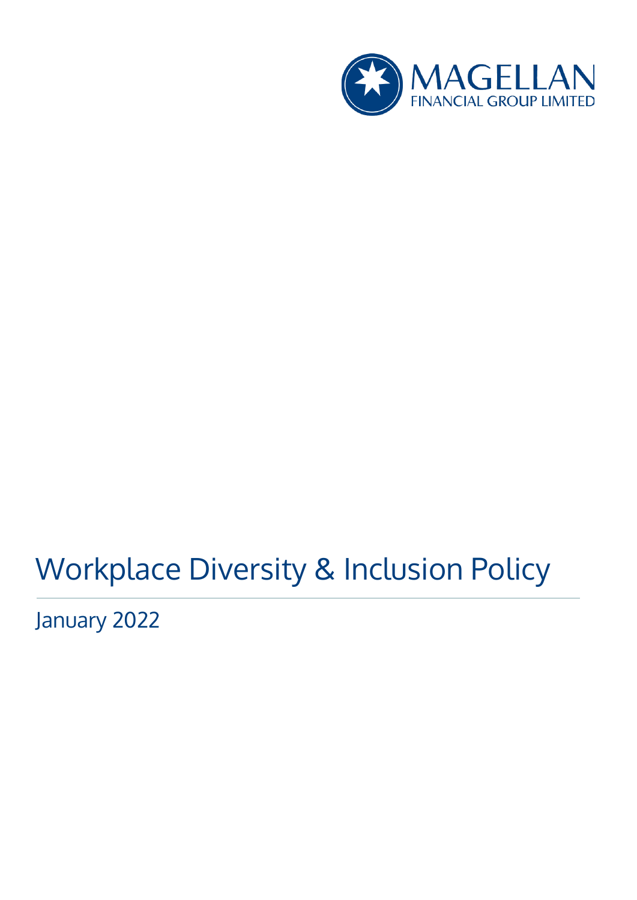MAGELLAN
FINANCIAL GROUP LIMITED

# Workplace Diversity & Inclusion Policy

January 2022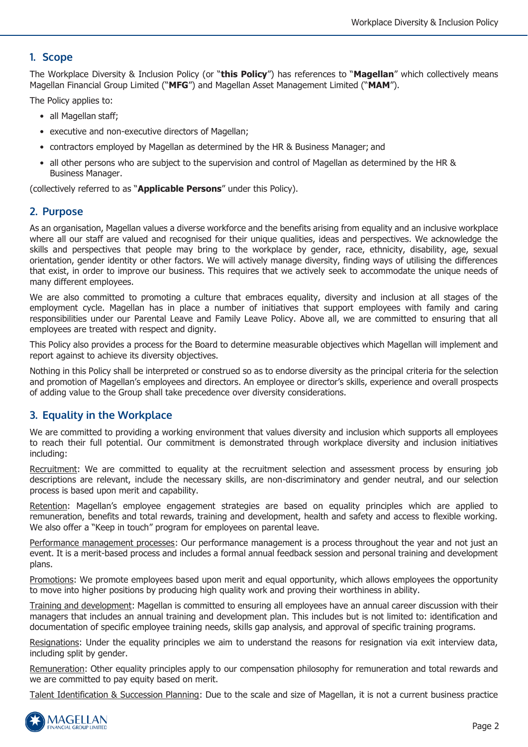## 1. Scope

The Workplace Diversity & Inclusion Policy (or "**this Policy**") has references to "**Magellan**" which collectively means Magellan Financial Group Limited ("**MFG**") and Magellan Asset Management Limited ("**MAM**").

The Policy applies to:

- all Magellan staff;
- executive and non-executive directors of Magellan;
- contractors employed by Magellan as determined by the HR & Business Manager; and
- all other persons who are subject to the supervision and control of Magellan as determined by the HR & Business Manager.

(collectively referred to as "**Applicable Persons**" under this Policy).

## 2. Purpose

As an organisation, Magellan values a diverse workforce and the benefits arising from equality and an inclusive workplace where all our staff are valued and recognised for their unique qualities, ideas and perspectives. We acknowledge the skills and perspectives that people may bring to the workplace by gender, race, ethnicity, disability, age, sexual orientation, gender identity or other factors. We will actively manage diversity, finding ways of utilising the differences that exist, in order to improve our business. This requires that we actively seek to accommodate the unique needs of many different employees.

We are also committed to promoting a culture that embraces equality, diversity and inclusion at all stages of the employment cycle. Magellan has in place a number of initiatives that support employees with family and caring responsibilities under our Parental Leave and Family Leave Policy. Above all, we are committed to ensuring that all employees are treated with respect and dignity.

This Policy also provides a process for the Board to determine measurable objectives which Magellan will implement and report against to achieve its diversity objectives.

Nothing in this Policy shall be interpreted or construed so as to endorse diversity as the principal criteria for the selection and promotion of Magellan's employees and directors. An employee or director's skills, experience and overall prospects of adding value to the Group shall take precedence over diversity considerations.

## 3. Equality in the Workplace

We are committed to providing a working environment that values diversity and inclusion which supports all employees to reach their full potential. Our commitment is demonstrated through workplace diversity and inclusion initiatives including:

Recruitment: We are committed to equality at the recruitment selection and assessment process by ensuring job descriptions are relevant, include the necessary skills, are non-discriminatory and gender neutral, and our selection process is based upon merit and capability.

Retention: Magellan's employee engagement strategies are based on equality principles which are applied to remuneration, benefits and total rewards, training and development, health and safety and access to flexible working. We also offer a "Keep in touch" program for employees on parental leave.

Performance management processes: Our performance management is a process throughout the year and not just an event. It is a merit-based process and includes a formal annual feedback session and personal training and development plans.

Promotions: We promote employees based upon merit and equal opportunity, which allows employees the opportunity to move into higher positions by producing high quality work and proving their worthiness in ability.

Training and development: Magellan is committed to ensuring all employees have an annual career discussion with their managers that includes an annual training and development plan. This includes but is not limited to: identification and documentation of specific employee training needs, skills gap analysis, and approval of specific training programs.

Resignations: Under the equality principles we aim to understand the reasons for resignation via exit interview data, including split by gender.

Remuneration: Other equality principles apply to our compensation philosophy for remuneration and total rewards and we are committed to pay equity based on merit.

Talent Identification & Succession Planning: Due to the scale and size of Magellan, it is not a current business practice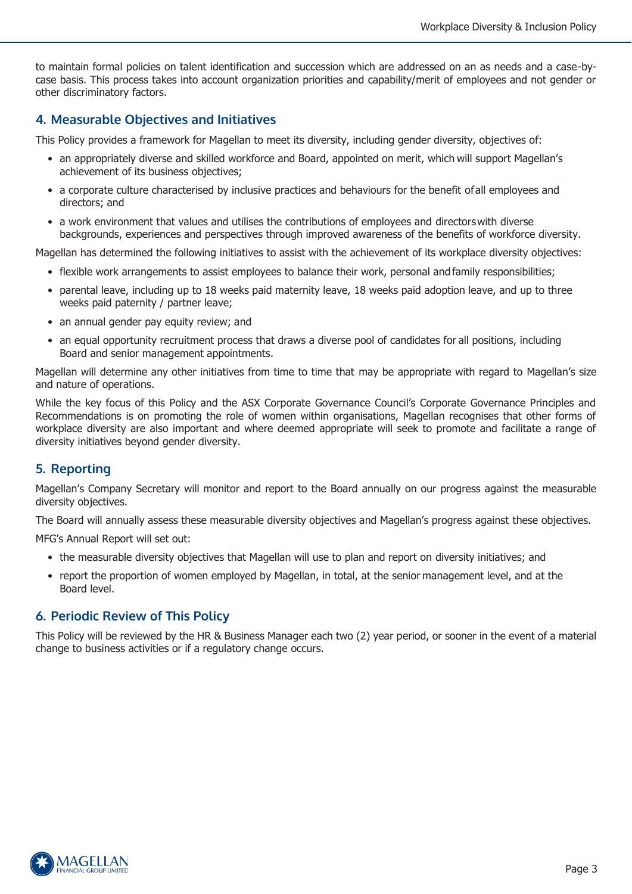to maintain formal policies on talent identification and succession which are addressed on an as needs and a case-by-case basis. This process takes into account organization priorities and capability/merit of employees and not gender or other discriminatory factors.

## 4. Measurable Objectives and Initiatives

This Policy provides a framework for Magellan to meet its diversity, including gender diversity, objectives of:

- an appropriately diverse and skilled workforce and Board, appointed on merit, which will support Magellan's achievement of its business objectives;
- a corporate culture characterised by inclusive practices and behaviours for the benefit of all employees and directors; and
- a work environment that values and utilises the contributions of employees and directors with diverse backgrounds, experiences and perspectives through improved awareness of the benefits of workforce diversity.

Magellan has determined the following initiatives to assist with the achievement of its workplace diversity objectives:

- flexible work arrangements to assist employees to balance their work, personal and family responsibilities;
- parental leave, including up to 18 weeks paid maternity leave, 18 weeks paid adoption leave, and up to three weeks paid paternity / partner leave;
- an annual gender pay equity review; and
- an equal opportunity recruitment process that draws a diverse pool of candidates for all positions, including Board and senior management appointments.

Magellan will determine any other initiatives from time to time that may be appropriate with regard to Magellan's size and nature of operations.

While the key focus of this Policy and the ASX Corporate Governance Council's Corporate Governance Principles and Recommendations is on promoting the role of women within organisations, Magellan recognises that other forms of workplace diversity are also important and where deemed appropriate will seek to promote and facilitate a range of diversity initiatives beyond gender diversity.

## 5. Reporting

Magellan's Company Secretary will monitor and report to the Board annually on our progress against the measurable diversity objectives.

The Board will annually assess these measurable diversity objectives and Magellan's progress against these objectives.

MFG's Annual Report will set out:

- the measurable diversity objectives that Magellan will use to plan and report on diversity initiatives; and
- report the proportion of women employed by Magellan, in total, at the senior management level, and at the Board level.

## 6. Periodic Review of This Policy

This Policy will be reviewed by the HR & Business Manager each two (2) year period, or sooner in the event of a material change to business activities or if a regulatory change occurs.